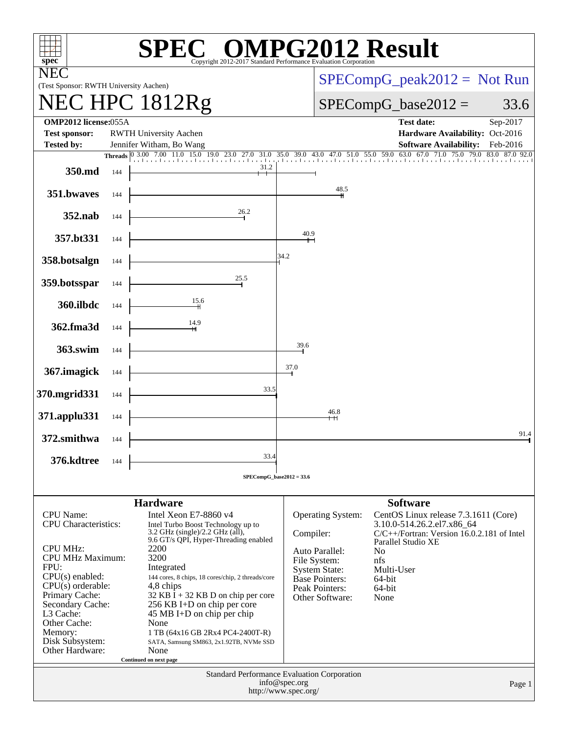# SPEC® OMPG2012 Result

Copyright 2012-2017 Standard Performance Evaluation Corporation

**NEC**
(Test Sponsor: RWTH University Aachen)

# NEC HPC 1812Rg

SPECompG_peak2012 = Not Run

SPECompG_base2012 = 33.6

| | | | |
|---|---|---|---|
| **OMP2012 license:** | 055A | **Test date:** | Sep-2017 |
| **Test sponsor:** | RWTH University Aachen | **Hardware Availability:** | Oct-2016 |
| **Tested by:** | Jennifer Witham, Bo Wang | **Software Availability:** | Feb-2016 |

| Benchmark | Threads | Base Ratio |
|---|---|---|
| 350.md | 144 | 31.2 |
| 351.bwaves | 144 | 48.5 |
| 352.nab | 144 | 26.2 |
| 357.bt331 | 144 | 40.9 |
| 358.botsalgn | 144 | 34.2 |
| 359.botsspar | 144 | 25.5 |
| 360.ilbdc | 144 | 15.6 |
| 362.fma3d | 144 | 14.9 |
| 363.swim | 144 | 39.6 |
| 367.imagick | 144 | 37.0 |
| 370.mgrid331 | 144 | 33.5 |
| 371.applu331 | 144 | 46.8 |
| 372.smithwa | 144 | 91.4 |
| 376.kdtree | 144 | 33.4 |

SPECompG_base2012 = 33.6

## Hardware

| | |
|---|---|
| CPU Name: | Intel Xeon E7-8860 v4 |
| CPU Characteristics: | Intel Turbo Boost Technology up to 3.2 GHz (single)/2.2 GHz (all), 9.6 GT/s QPI, Hyper-Threading enabled |
| CPU MHz: | 2200 |
| CPU MHz Maximum: | 3200 |
| FPU: | Integrated |
| CPU(s) enabled: | 144 cores, 8 chips, 18 cores/chip, 2 threads/core |
| CPU(s) orderable: | 4,8 chips |
| Primary Cache: | 32 KB I + 32 KB D on chip per core |
| Secondary Cache: | 256 KB I+D on chip per core |
| L3 Cache: | 45 MB I+D on chip per chip |
| Other Cache: | None |
| Memory: | 1 TB (64x16 GB 2Rx4 PC4-2400T-R) |
| Disk Subsystem: | SATA, Samsung SM863, 2x1.92TB, NVMe SSD |
| Other Hardware: | None |

Continued on next page

## Software

| | |
|---|---|
| Operating System: | CentOS Linux release 7.3.1611 (Core) 3.10.0-514.26.2.el7.x86_64 |
| Compiler: | C/C++/Fortran: Version 16.0.2.181 of Intel Parallel Studio XE |
| Auto Parallel: | No |
| File System: | nfs |
| System State: | Multi-User |
| Base Pointers: | 64-bit |
| Peak Pointers: | 64-bit |
| Other Software: | None |

Standard Performance Evaluation Corporation
info@spec.org
http://www.spec.org/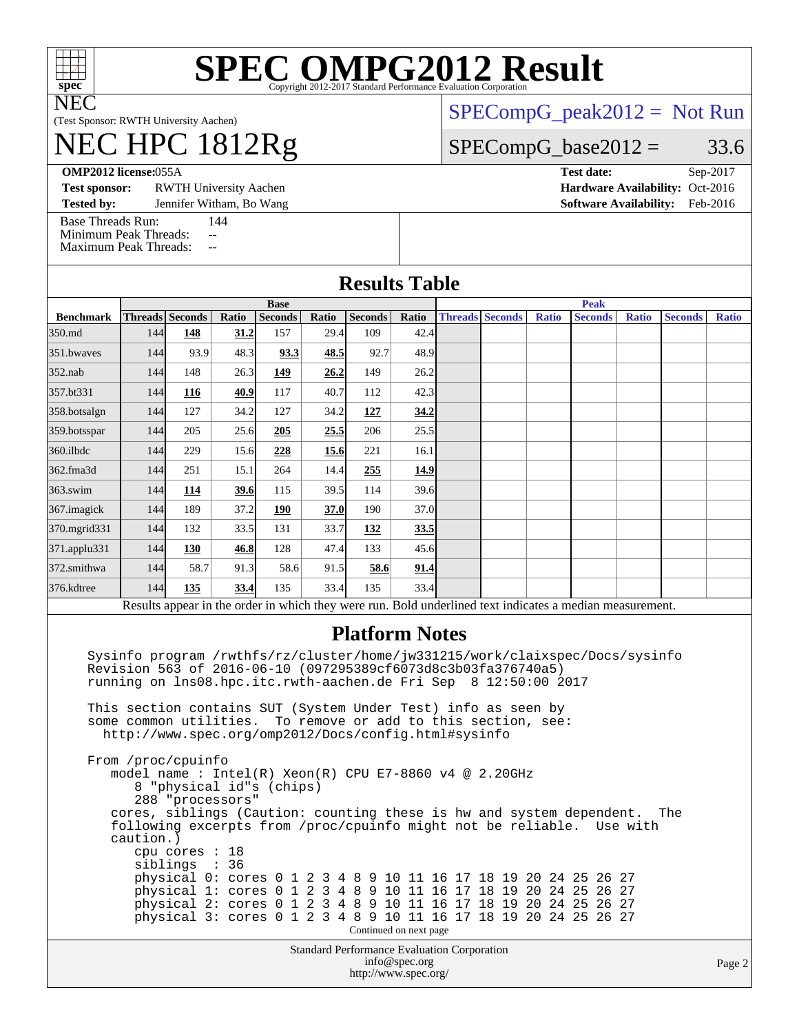# SPEC OMPG2012 Result

Copyright 2012-2017 Standard Performance Evaluation Corporation

**NEC**
(Test Sponsor: RWTH University Aachen)

# NEC HPC 1812Rg

SPECompG_peak2012 = Not Run

SPECompG_base2012 = 33.6

**OMP2012 license:** 055A
**Test sponsor:** RWTH University Aachen
**Tested by:** Jennifer Witham, Bo Wang

**Test date:** Sep-2017
**Hardware Availability:** Oct-2016
**Software Availability:** Feb-2016

Base Threads Run: 144
Minimum Peak Threads: --
Maximum Peak Threads: --

## Results Table

| | Base | | | | | | | Peak | | | | | | |
|---|---|---|---|---|---|---|---|---|---|---|---|---|---|---|
| **Benchmark** | **Threads** | **Seconds** | **Ratio** | **Seconds** | **Ratio** | **Seconds** | **Ratio** | **Threads** | **Seconds** | **Ratio** | **Seconds** | **Ratio** | **Seconds** | **Ratio** |
| 350.md | 144 | **148** | **31.2** | 157 | 29.4 | 109 | 42.4 | | | | | | | |
| 351.bwaves | 144 | 93.9 | 48.3 | **93.3** | **48.5** | 92.7 | 48.9 | | | | | | | |
| 352.nab | 144 | 148 | 26.3 | **149** | **26.2** | 149 | 26.2 | | | | | | | |
| 357.bt331 | 144 | **116** | **40.9** | 117 | 40.7 | 112 | 42.3 | | | | | | | |
| 358.botsalgn | 144 | 127 | 34.2 | 127 | 34.2 | **127** | **34.2** | | | | | | | |
| 359.botsspar | 144 | 205 | 25.6 | **205** | **25.5** | 206 | 25.5 | | | | | | | |
| 360.ilbdc | 144 | 229 | 15.6 | **228** | **15.6** | 221 | 16.1 | | | | | | | |
| 362.fma3d | 144 | 251 | 15.1 | 264 | 14.4 | **255** | **14.9** | | | | | | | |
| 363.swim | 144 | **114** | **39.6** | 115 | 39.5 | 114 | 39.6 | | | | | | | |
| 367.imagick | 144 | 189 | 37.2 | **190** | **37.0** | 190 | 37.0 | | | | | | | |
| 370.mgrid331 | 144 | 132 | 33.5 | 131 | 33.7 | **132** | **33.5** | | | | | | | |
| 371.applu331 | 144 | **130** | **46.8** | 128 | 47.4 | 133 | 45.6 | | | | | | | |
| 372.smithwa | 144 | 58.7 | 91.3 | 58.6 | 91.5 | **58.6** | **91.4** | | | | | | | |
| 376.kdtree | 144 | **135** | **33.4** | 135 | 33.4 | 135 | 33.4 | | | | | | | |

Results appear in the order in which they were run. Bold underlined text indicates a median measurement.

## Platform Notes

```
Sysinfo program /rwthfs/rz/cluster/home/jw331215/work/claixspec/Docs/sysinfo
Revision 563 of 2016-06-10 (097295389cf6073d8c3b03fa376740a5)
running on lns08.hpc.itc.rwth-aachen.de Fri Sep  8 12:50:00 2017

This section contains SUT (System Under Test) info as seen by
some common utilities.  To remove or add to this section, see:
  http://www.spec.org/omp2012/Docs/config.html#sysinfo

From /proc/cpuinfo
   model name : Intel(R) Xeon(R) CPU E7-8860 v4 @ 2.20GHz
      8 "physical id"s (chips)
      288 "processors"
   cores, siblings (Caution: counting these is hw and system dependent.  The
   following excerpts from /proc/cpuinfo might not be reliable.  Use with
   caution.)
      cpu cores : 18
      siblings  : 36
      physical 0: cores 0 1 2 3 4 8 9 10 11 16 17 18 19 20 24 25 26 27
      physical 1: cores 0 1 2 3 4 8 9 10 11 16 17 18 19 20 24 25 26 27
      physical 2: cores 0 1 2 3 4 8 9 10 11 16 17 18 19 20 24 25 26 27
      physical 3: cores 0 1 2 3 4 8 9 10 11 16 17 18 19 20 24 25 26 27
```

Continued on next page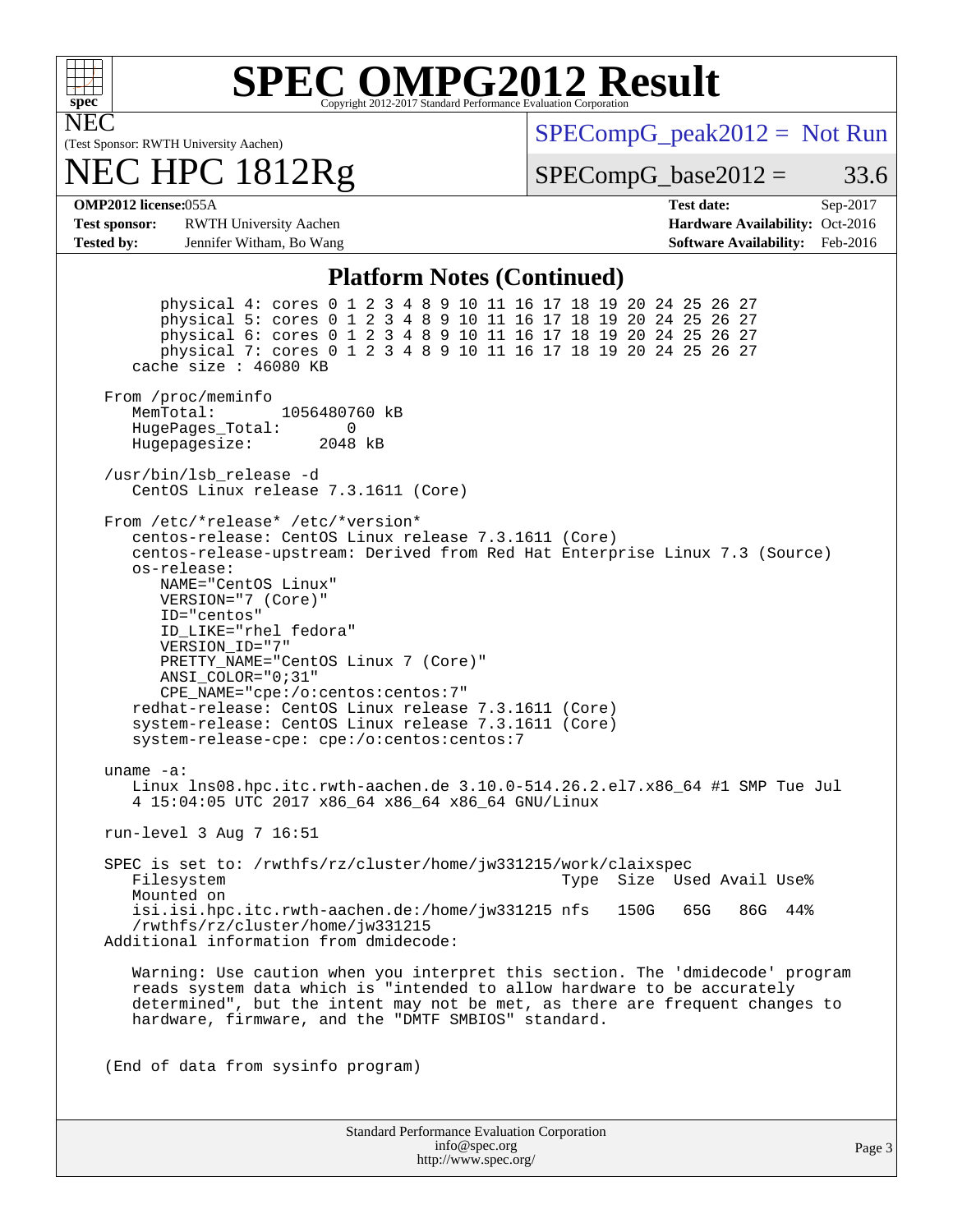## Platform Notes (Continued)

```
        physical 4: cores 0 1 2 3 4 8 9 10 11 16 17 18 19 20 24 25 26 27
        physical 5: cores 0 1 2 3 4 8 9 10 11 16 17 18 19 20 24 25 26 27
        physical 6: cores 0 1 2 3 4 8 9 10 11 16 17 18 19 20 24 25 26 27
        physical 7: cores 0 1 2 3 4 8 9 10 11 16 17 18 19 20 24 25 26 27
     cache size : 46080 KB

  From /proc/meminfo
     MemTotal:       1056480760 kB
     HugePages_Total:       0
     Hugepagesize:       2048 kB

  /usr/bin/lsb_release -d
     CentOS Linux release 7.3.1611 (Core)

  From /etc/*release* /etc/*version*
     centos-release: CentOS Linux release 7.3.1611 (Core)
     centos-release-upstream: Derived from Red Hat Enterprise Linux 7.3 (Source)
     os-release:
        NAME="CentOS Linux"
        VERSION="7 (Core)"
        ID="centos"
        ID_LIKE="rhel fedora"
        VERSION_ID="7"
        PRETTY_NAME="CentOS Linux 7 (Core)"
        ANSI_COLOR="0;31"
        CPE_NAME="cpe:/o:centos:centos:7"
     redhat-release: CentOS Linux release 7.3.1611 (Core)
     system-release: CentOS Linux release 7.3.1611 (Core)
     system-release-cpe: cpe:/o:centos:centos:7

  uname -a:
     Linux lns08.hpc.itc.rwth-aachen.de 3.10.0-514.26.2.el7.x86_64 #1 SMP Tue Jul
     4 15:04:05 UTC 2017 x86_64 x86_64 x86_64 GNU/Linux

  run-level 3 Aug 7 16:51

  SPEC is set to: /rwthfs/rz/cluster/home/jw331215/work/claixspec
     Filesystem                                     Type  Size  Used Avail Use%
     Mounted on
     isi.isi.hpc.itc.rwth-aachen.de:/home/jw331215 nfs   150G   65G   86G  44%
     /rwthfs/rz/cluster/home/jw331215
  Additional information from dmidecode:

     Warning: Use caution when you interpret this section. The 'dmidecode' program
     reads system data which is "intended to allow hardware to be accurately
     determined", but the intent may not be met, as there are frequent changes to
     hardware, firmware, and the "DMTF SMBIOS" standard.


  (End of data from sysinfo program)
```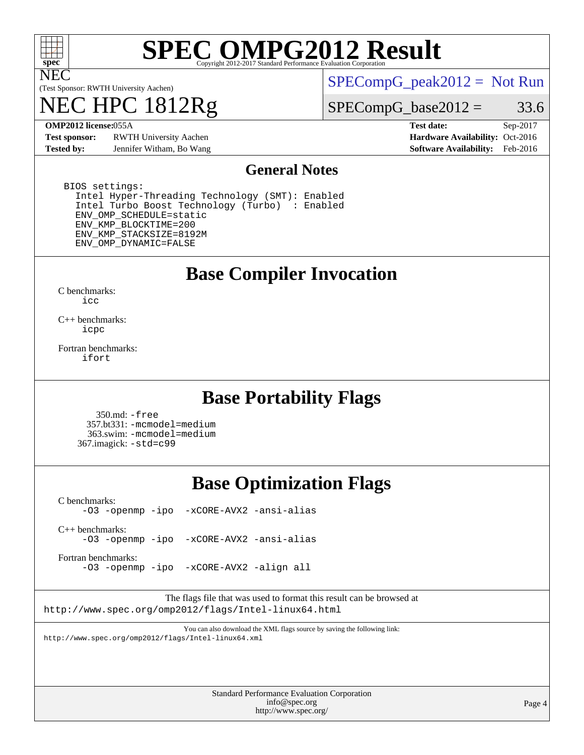# SPEC OMPG2012 Result

Copyright 2012-2017 Standard Performance Evaluation Corporation

NEC
(Test Sponsor: RWTH University Aachen)

# NEC HPC 1812Rg

SPECompG_peak2012 = Not Run

SPECompG_base2012 = 33.6

| | | | |
|---|---|---|---|
| **OMP2012 license:** | 055A | **Test date:** | Sep-2017 |
| **Test sponsor:** | RWTH University Aachen | **Hardware Availability:** | Oct-2016 |
| **Tested by:** | Jennifer Witham, Bo Wang | **Software Availability:** | Feb-2016 |

## General Notes

```
BIOS settings:
  Intel Hyper-Threading Technology (SMT): Enabled
  Intel Turbo Boost Technology (Turbo)  : Enabled
  ENV_OMP_SCHEDULE=static
  ENV_KMP_BLOCKTIME=200
  ENV_KMP_STACKSIZE=8192M
  ENV_OMP_DYNAMIC=FALSE
```

## Base Compiler Invocation

C benchmarks:
  icc

C++ benchmarks:
  icpc

Fortran benchmarks:
  ifort

## Base Portability Flags

350.md: -free
357.bt331: -mcmodel=medium
363.swim: -mcmodel=medium
367.imagick: -std=c99

## Base Optimization Flags

C benchmarks:
  -O3 -openmp -ipo -xCORE-AVX2 -ansi-alias

C++ benchmarks:
  -O3 -openmp -ipo -xCORE-AVX2 -ansi-alias

Fortran benchmarks:
  -O3 -openmp -ipo -xCORE-AVX2 -align all

The flags file that was used to format this result can be browsed at
http://www.spec.org/omp2012/flags/Intel-linux64.html

You can also download the XML flags source by saving the following link:
http://www.spec.org/omp2012/flags/Intel-linux64.xml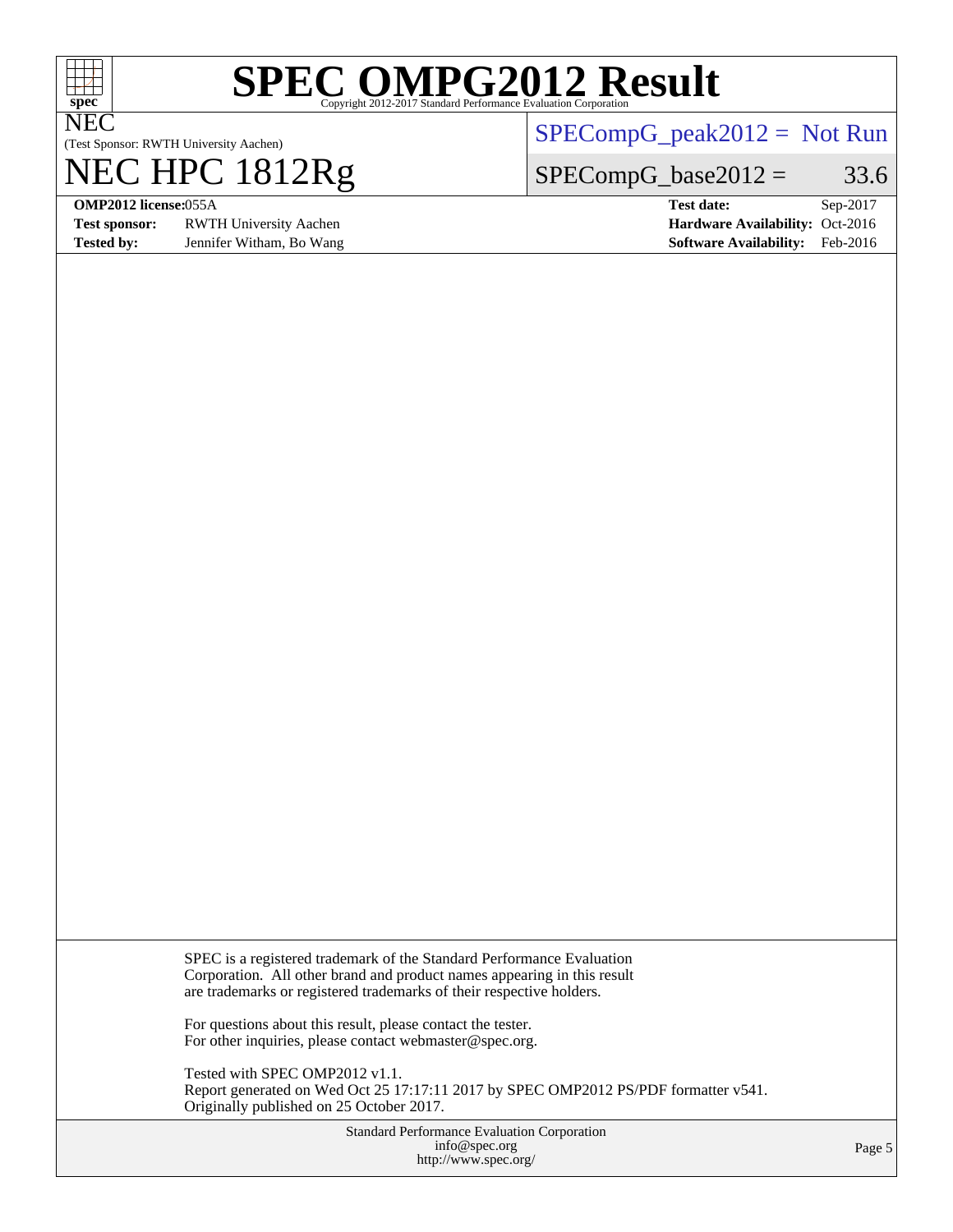SPEC is a registered trademark of the Standard Performance Evaluation Corporation. All other brand and product names appearing in this result are trademarks or registered trademarks of their respective holders.

For questions about this result, please contact the tester.
For other inquiries, please contact webmaster@spec.org.

Tested with SPEC OMP2012 v1.1.
Report generated on Wed Oct 25 17:17:11 2017 by SPEC OMP2012 PS/PDF formatter v541.
Originally published on 25 October 2017.